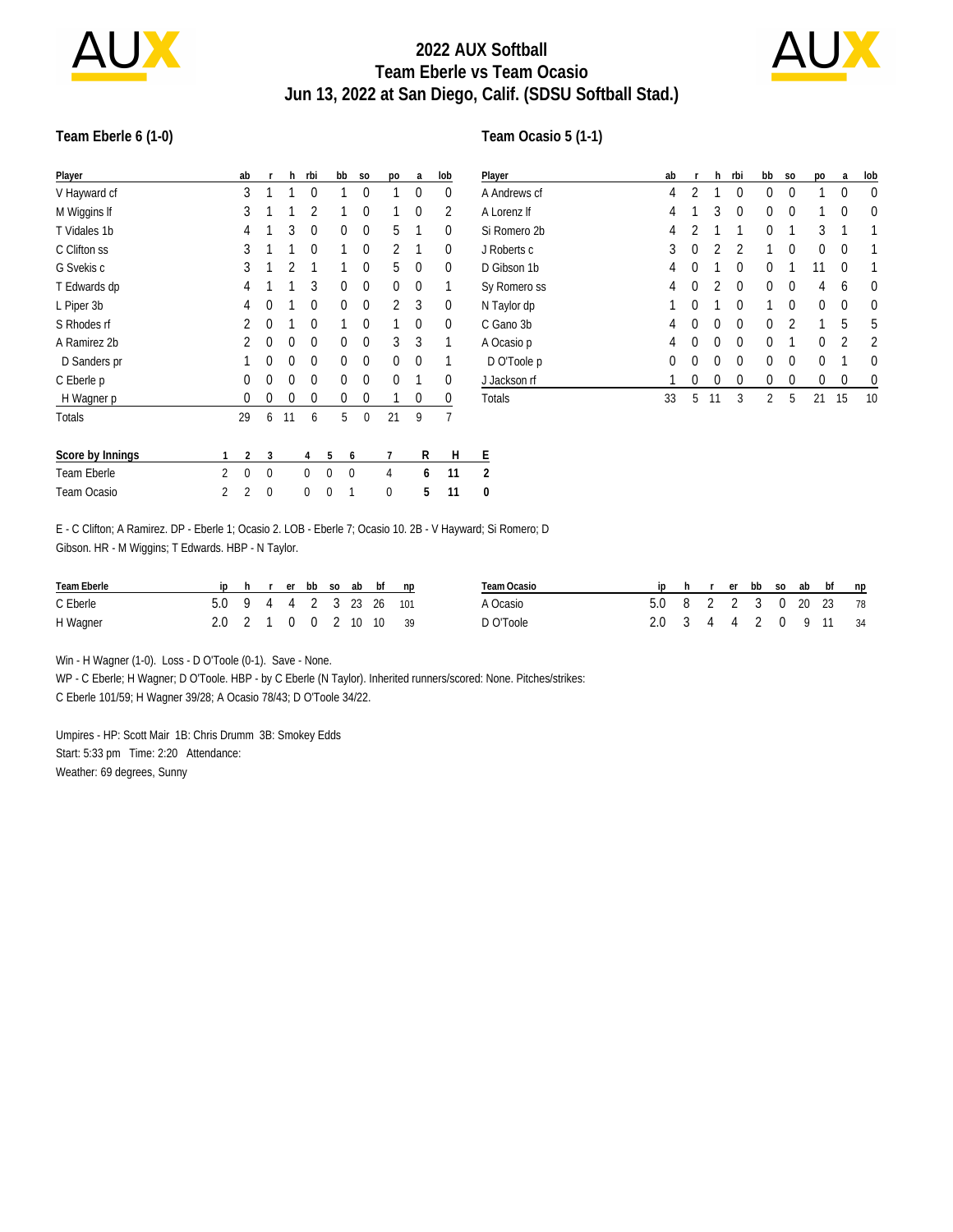# 2022 AUX Softball
## Team Eberle vs Team Ocasio
## Jun 13, 2022 at San Diego, Calif. (SDSU Softball Stad.)

### Team Eberle 6 (1-0)

| Player | ab | r | h | rbi | bb | so | po | a | lob |
|---|---|---|---|---|---|---|---|---|---|
| V Hayward cf | 3 | 1 | 1 | 0 | 1 | 0 | 1 | 0 | 0 |
| M Wiggins lf | 3 | 1 | 1 | 2 | 1 | 0 | 1 | 0 | 2 |
| T Vidales 1b | 4 | 1 | 3 | 0 | 0 | 0 | 5 | 1 | 0 |
| C Clifton ss | 3 | 1 | 1 | 0 | 1 | 0 | 2 | 1 | 0 |
| G Svekis c | 3 | 1 | 2 | 1 | 1 | 0 | 5 | 0 | 0 |
| T Edwards dp | 4 | 1 | 1 | 3 | 0 | 0 | 0 | 0 | 1 |
| L Piper 3b | 4 | 0 | 1 | 0 | 0 | 0 | 2 | 3 | 0 |
| S Rhodes rf | 2 | 0 | 1 | 0 | 1 | 0 | 1 | 0 | 0 |
| A Ramirez 2b | 2 | 0 | 0 | 0 | 0 | 0 | 3 | 3 | 1 |
| D Sanders pr | 1 | 0 | 0 | 0 | 0 | 0 | 0 | 0 | 1 |
| C Eberle p | 0 | 0 | 0 | 0 | 0 | 0 | 0 | 1 | 0 |
| H Wagner p | 0 | 0 | 0 | 0 | 0 | 0 | 1 | 0 | 0 |
| Totals | 29 | 6 | 11 | 6 | 5 | 0 | 21 | 9 | 7 |

### Team Ocasio 5 (1-1)

| Player | ab | r | h | rbi | bb | so | po | a | lob |
|---|---|---|---|---|---|---|---|---|---|
| A Andrews cf | 4 | 2 | 1 | 0 | 0 | 0 | 1 | 0 | 0 |
| A Lorenz lf | 4 | 1 | 3 | 0 | 0 | 0 | 1 | 0 | 0 |
| Si Romero 2b | 4 | 2 | 1 | 1 | 0 | 1 | 3 | 1 | 1 |
| J Roberts c | 3 | 0 | 2 | 2 | 1 | 0 | 0 | 0 | 1 |
| D Gibson 1b | 4 | 0 | 1 | 0 | 0 | 1 | 11 | 0 | 1 |
| Sy Romero ss | 4 | 0 | 2 | 0 | 0 | 0 | 4 | 6 | 0 |
| N Taylor dp | 1 | 0 | 1 | 0 | 1 | 0 | 0 | 0 | 0 |
| C Gano 3b | 4 | 0 | 0 | 0 | 0 | 2 | 1 | 5 | 5 |
| A Ocasio p | 4 | 0 | 0 | 0 | 0 | 1 | 0 | 2 | 2 |
| D O'Toole p | 0 | 0 | 0 | 0 | 0 | 0 | 0 | 1 | 0 |
| J Jackson rf | 1 | 0 | 0 | 0 | 0 | 0 | 0 | 0 | 0 |
| Totals | 33 | 5 | 11 | 3 | 2 | 5 | 21 | 15 | 10 |

| Score by Innings | 1 | 2 | 3 | 4 | 5 | 6 | 7 | R | H | E |
|---|---|---|---|---|---|---|---|---|---|---|
| Team Eberle | 2 | 0 | 0 | 0 | 0 | 0 | 4 | **6** | **11** | **2** |
| Team Ocasio | 2 | 2 | 0 | 0 | 0 | 1 | 0 | **5** | **11** | **0** |

E - C Clifton; A Ramirez. DP - Eberle 1; Ocasio 2. LOB - Eberle 7; Ocasio 10. 2B - V Hayward; Si Romero; D Gibson. HR - M Wiggins; T Edwards. HBP - N Taylor.

| Team Eberle | ip | h | r | er | bb | so | ab | bf | np |
|---|---|---|---|---|---|---|---|---|---|
| C Eberle | 5.0 | 9 | 4 | 4 | 2 | 3 | 23 | 26 | 101 |
| H Wagner | 2.0 | 2 | 1 | 0 | 0 | 2 | 10 | 10 | 39 |

| Team Ocasio | ip | h | r | er | bb | so | ab | bf | np |
|---|---|---|---|---|---|---|---|---|---|
| A Ocasio | 5.0 | 8 | 2 | 2 | 3 | 0 | 20 | 23 | 78 |
| D O'Toole | 2.0 | 3 | 4 | 4 | 2 | 0 | 9 | 11 | 34 |

Win - H Wagner (1-0). Loss - D O'Toole (0-1). Save - None.
WP - C Eberle; H Wagner; D O'Toole. HBP - by C Eberle (N Taylor). Inherited runners/scored: None. Pitches/strikes: C Eberle 101/59; H Wagner 39/28; A Ocasio 78/43; D O'Toole 34/22.

Umpires - HP: Scott Mair 1B: Chris Drumm 3B: Smokey Edds
Start: 5:33 pm Time: 2:20 Attendance:
Weather: 69 degrees, Sunny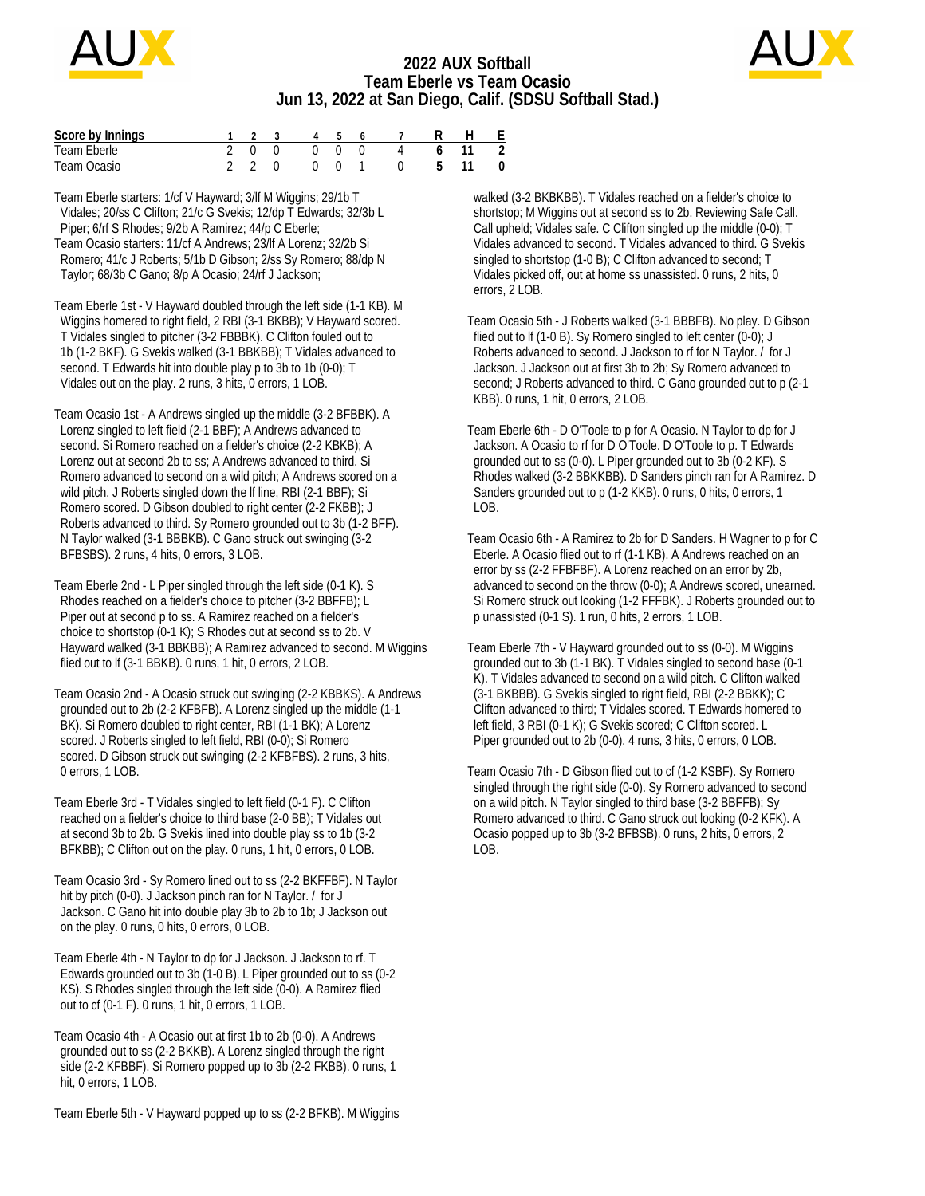# 2022 AUX Softball
## Team Eberle vs Team Ocasio
## Jun 13, 2022 at San Diego, Calif. (SDSU Softball Stad.)

| Score by Innings | 1 | 2 | 3 | 4 | 5 | 6 | 7 | R | H | E |
|---|---|---|---|---|---|---|---|---|---|---|
| Team Eberle | 2 | 0 | 0 | 0 | 0 | 0 | 4 | 6 | 11 | 2 |
| Team Ocasio | 2 | 2 | 0 | 0 | 0 | 1 | 0 | 5 | 11 | 0 |

Team Eberle starters: 1/cf V Hayward; 3/lf M Wiggins; 29/1b T Vidales; 20/ss C Clifton; 21/c G Svekis; 12/dp T Edwards; 32/3b L Piper; 6/rf S Rhodes; 9/2b A Ramirez; 44/p C Eberle;
Team Ocasio starters: 11/cf A Andrews; 23/lf A Lorenz; 32/2b Si Romero; 41/c J Roberts; 5/1b D Gibson; 2/ss Sy Romero; 88/dp N Taylor; 68/3b C Gano; 8/p A Ocasio; 24/rf J Jackson;

Team Eberle 1st - V Hayward doubled through the left side (1-1 KB). M Wiggins homered to right field, 2 RBI (3-1 BKBB); V Hayward scored. T Vidales singled to pitcher (3-2 FBBBK). C Clifton fouled out to 1b (1-2 BKF). G Svekis walked (3-1 BBKBB); T Vidales advanced to second. T Edwards hit into double play p to 3b to 1b (0-0); T Vidales out on the play. 2 runs, 3 hits, 0 errors, 1 LOB.

Team Ocasio 1st - A Andrews singled up the middle (3-2 BFBBK). A Lorenz singled to left field (2-1 BBF); A Andrews advanced to second. Si Romero reached on a fielder's choice (2-2 KBKB); A Lorenz out at second 2b to ss; A Andrews advanced to third. Si Romero advanced to second on a wild pitch; A Andrews scored on a wild pitch. J Roberts singled down the lf line, RBI (2-1 BBF); Si Romero scored. D Gibson doubled to right center (2-2 FKBB); J Roberts advanced to third. Sy Romero grounded out to 3b (1-2 BFF). N Taylor walked (3-1 BBBKB). C Gano struck out swinging (3-2 BFBSBS). 2 runs, 4 hits, 0 errors, 3 LOB.

Team Eberle 2nd - L Piper singled through the left side (0-1 K). S Rhodes reached on a fielder's choice to pitcher (3-2 BBFFB); L Piper out at second p to ss. A Ramirez reached on a fielder's choice to shortstop (0-1 K); S Rhodes out at second ss to 2b. V Hayward walked (3-1 BBKBB); A Ramirez advanced to second. M Wiggins flied out to lf (3-1 BBKB). 0 runs, 1 hit, 0 errors, 2 LOB.

Team Ocasio 2nd - A Ocasio struck out swinging (2-2 KBBKS). A Andrews grounded out to 2b (2-2 KFBFB). A Lorenz singled up the middle (1-1 BK). Si Romero doubled to right center, RBI (1-1 BK); A Lorenz scored. J Roberts singled to left field, RBI (0-0); Si Romero scored. D Gibson struck out swinging (2-2 KFBFBS). 2 runs, 3 hits, 0 errors, 1 LOB.

Team Eberle 3rd - T Vidales singled to left field (0-1 F). C Clifton reached on a fielder's choice to third base (2-0 BB); T Vidales out at second 3b to 2b. G Svekis lined into double play ss to 1b (3-2 BFKBB); C Clifton out on the play. 0 runs, 1 hit, 0 errors, 0 LOB.

Team Ocasio 3rd - Sy Romero lined out to ss (2-2 BKFFBF). N Taylor hit by pitch (0-0). J Jackson pinch ran for N Taylor. / for J Jackson. C Gano hit into double play 3b to 2b to 1b; J Jackson out on the play. 0 runs, 0 hits, 0 errors, 0 LOB.

Team Eberle 4th - N Taylor to dp for J Jackson. J Jackson to rf. T Edwards grounded out to 3b (1-0 B). L Piper grounded out to ss (0-2 KS). S Rhodes singled through the left side (0-0). A Ramirez flied out to cf (0-1 F). 0 runs, 1 hit, 0 errors, 1 LOB.

Team Ocasio 4th - A Ocasio out at first 1b to 2b (0-0). A Andrews grounded out to ss (2-2 BKKB). A Lorenz singled through the right side (2-2 KFBBF). Si Romero popped up to 3b (2-2 FKBB). 0 runs, 1 hit, 0 errors, 1 LOB.

Team Eberle 5th - V Hayward popped up to ss (2-2 BFKB). M Wiggins walked (3-2 BKBKBB). T Vidales reached on a fielder's choice to shortstop; M Wiggins out at second ss to 2b. Reviewing Safe Call. Call upheld; Vidales safe. C Clifton singled up the middle (0-0); T Vidales advanced to second. T Vidales advanced to third. G Svekis singled to shortstop (1-0 B); C Clifton advanced to second; T Vidales picked off, out at home ss unassisted. 0 runs, 2 hits, 0 errors, 2 LOB.

Team Ocasio 5th - J Roberts walked (3-1 BBBFB). No play. D Gibson flied out to lf (1-0 B). Sy Romero singled to left center (0-0); J Roberts advanced to second. J Jackson to rf for N Taylor. / for J Jackson. J Jackson out at first 3b to 2b; Sy Romero advanced to second; J Roberts advanced to third. C Gano grounded out to p (2-1 KBB). 0 runs, 1 hit, 0 errors, 2 LOB.

Team Eberle 6th - D O'Toole to p for A Ocasio. N Taylor to dp for J Jackson. A Ocasio to rf for D O'Toole. D O'Toole to p. T Edwards grounded out to ss (0-0). L Piper grounded out to 3b (0-2 KF). S Rhodes walked (3-2 BBKKBB). D Sanders pinch ran for A Ramirez. D Sanders grounded out to p (1-2 KKB). 0 runs, 0 hits, 0 errors, 1 LOB.

Team Ocasio 6th - A Ramirez to 2b for D Sanders. H Wagner to p for C Eberle. A Ocasio flied out to rf (1-1 KB). A Andrews reached on an error by ss (2-2 FFBFBF). A Lorenz reached on an error by 2b, advanced to second on the throw (0-0); A Andrews scored, unearned. Si Romero struck out looking (1-2 FFFBK). J Roberts grounded out to p unassisted (0-1 S). 1 run, 0 hits, 2 errors, 1 LOB.

Team Eberle 7th - V Hayward grounded out to ss (0-0). M Wiggins grounded out to 3b (1-1 BK). T Vidales singled to second base (0-1 K). T Vidales advanced to second on a wild pitch. C Clifton walked (3-1 BKBBB). G Svekis singled to right field, RBI (2-2 BBKK); C Clifton advanced to third; T Vidales scored. T Edwards homered to left field, 3 RBI (0-1 K); G Svekis scored; C Clifton scored. L Piper grounded out to 2b (0-0). 4 runs, 3 hits, 0 errors, 0 LOB.

Team Ocasio 7th - D Gibson flied out to cf (1-2 KSBF). Sy Romero singled through the right side (0-0). Sy Romero advanced to second on a wild pitch. N Taylor singled to third base (3-2 BBFFB); Sy Romero advanced to third. C Gano struck out looking (0-2 KFK). A Ocasio popped up to 3b (3-2 BFBSB). 0 runs, 2 hits, 0 errors, 2 LOB.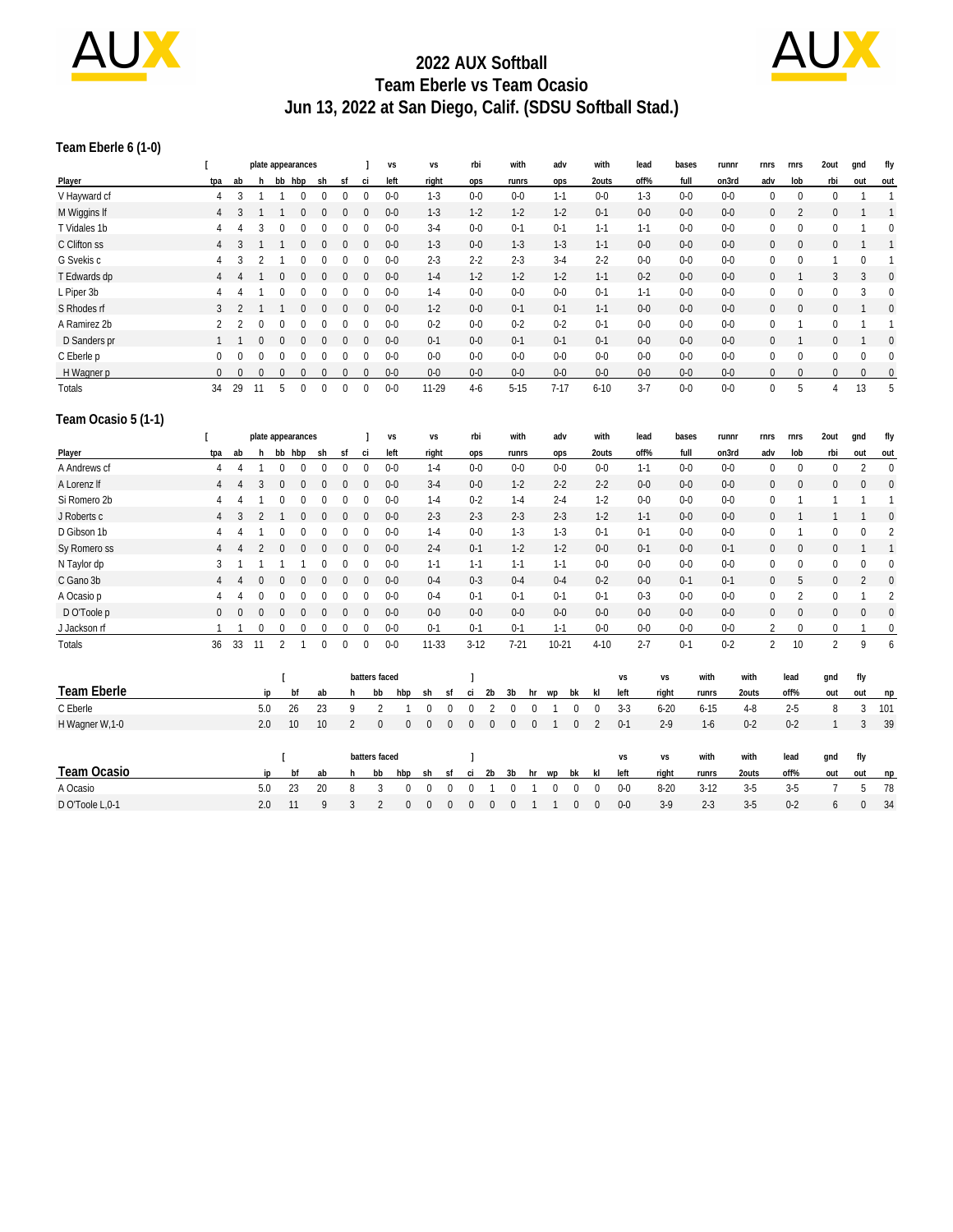# 2022 AUX Softball
## Team Eberle vs Team Ocasio
## Jun 13, 2022 at San Diego, Calif. (SDSU Softball Stad.)

### Team Eberle 6 (1-0)

| | [ | | | plate appearances | | | | ] | vs | vs | rbi | with | adv | with | lead | bases | runnr | rnrs | rnrs | 2out | gnd | fly |
|---|---|---|---|---|---|---|---|---|---|---|---|---|---|---|---|---|---|---|---|---|---|---|
| Player | tpa | ab | h | bb | hbp | sh | sf | ci | left | right | ops | runrs | ops | 2outs | off% | full | on3rd | adv | lob | rbi | out | out |
| V Hayward cf | 4 | 3 | 1 | 1 | 0 | 0 | 0 | 0 | 0-0 | 1-3 | 0-0 | 0-0 | 1-1 | 0-0 | 1-3 | 0-0 | 0-0 | 0 | 0 | 0 | 1 | 1 |
| M Wiggins lf | 4 | 3 | 1 | 1 | 0 | 0 | 0 | 0 | 0-0 | 1-3 | 1-2 | 1-2 | 1-2 | 0-1 | 0-0 | 0-0 | 0-0 | 0 | 2 | 0 | 1 | 1 |
| T Vidales 1b | 4 | 4 | 3 | 0 | 0 | 0 | 0 | 0 | 0-0 | 3-4 | 0-0 | 0-1 | 0-1 | 1-1 | 1-1 | 0-0 | 0-0 | 0 | 0 | 0 | 1 | 0 |
| C Clifton ss | 4 | 3 | 1 | 1 | 0 | 0 | 0 | 0 | 0-0 | 1-3 | 0-0 | 1-3 | 1-3 | 1-1 | 0-0 | 0-0 | 0-0 | 0 | 0 | 0 | 1 | 1 |
| G Svekis c | 4 | 3 | 2 | 1 | 0 | 0 | 0 | 0 | 0-0 | 2-3 | 2-2 | 2-3 | 3-4 | 2-2 | 0-0 | 0-0 | 0-0 | 0 | 0 | 1 | 0 | 1 |
| T Edwards dp | 4 | 4 | 1 | 0 | 0 | 0 | 0 | 0 | 0-0 | 1-4 | 1-2 | 1-2 | 1-2 | 1-1 | 0-2 | 0-0 | 0-0 | 0 | 1 | 3 | 3 | 0 |
| L Piper 3b | 4 | 4 | 1 | 0 | 0 | 0 | 0 | 0 | 0-0 | 1-4 | 0-0 | 0-0 | 0-0 | 0-1 | 1-1 | 0-0 | 0-0 | 0 | 0 | 0 | 3 | 0 |
| S Rhodes rf | 3 | 2 | 1 | 1 | 0 | 0 | 0 | 0 | 0-0 | 1-2 | 0-0 | 0-1 | 0-1 | 1-1 | 0-0 | 0-0 | 0-0 | 0 | 0 | 0 | 1 | 0 |
| A Ramirez 2b | 2 | 2 | 0 | 0 | 0 | 0 | 0 | 0 | 0-0 | 0-2 | 0-0 | 0-2 | 0-2 | 0-1 | 0-0 | 0-0 | 0-0 | 0 | 1 | 0 | 1 | 1 |
| D Sanders pr | 1 | 1 | 0 | 0 | 0 | 0 | 0 | 0 | 0-0 | 0-1 | 0-0 | 0-1 | 0-1 | 0-1 | 0-0 | 0-0 | 0-0 | 0 | 1 | 0 | 1 | 0 |
| C Eberle p | 0 | 0 | 0 | 0 | 0 | 0 | 0 | 0 | 0-0 | 0-0 | 0-0 | 0-0 | 0-0 | 0-0 | 0-0 | 0-0 | 0-0 | 0 | 0 | 0 | 0 | 0 |
| H Wagner p | 0 | 0 | 0 | 0 | 0 | 0 | 0 | 0 | 0-0 | 0-0 | 0-0 | 0-0 | 0-0 | 0-0 | 0-0 | 0-0 | 0-0 | 0 | 0 | 0 | 0 | 0 |
| Totals | 34 | 29 | 11 | 5 | 0 | 0 | 0 | 0 | 0-0 | 11-29 | 4-6 | 5-15 | 7-17 | 6-10 | 3-7 | 0-0 | 0-0 | 0 | 5 | 4 | 13 | 5 |

### Team Ocasio 5 (1-1)

| | [ | | | plate appearances | | | | ] | vs | vs | rbi | with | adv | with | lead | bases | runnr | rnrs | rnrs | 2out | gnd | fly |
|---|---|---|---|---|---|---|---|---|---|---|---|---|---|---|---|---|---|---|---|---|---|---|
| Player | tpa | ab | h | bb | hbp | sh | sf | ci | left | right | ops | runrs | ops | 2outs | off% | full | on3rd | adv | lob | rbi | out | out |
| A Andrews cf | 4 | 4 | 1 | 0 | 0 | 0 | 0 | 0 | 0-0 | 1-4 | 0-0 | 0-0 | 0-0 | 0-0 | 1-1 | 0-0 | 0-0 | 0 | 0 | 0 | 2 | 0 |
| A Lorenz lf | 4 | 4 | 3 | 0 | 0 | 0 | 0 | 0 | 0-0 | 3-4 | 0-0 | 1-2 | 2-2 | 2-2 | 0-0 | 0-0 | 0-0 | 0 | 0 | 0 | 0 | 0 |
| Si Romero 2b | 4 | 4 | 1 | 0 | 0 | 0 | 0 | 0 | 0-0 | 1-4 | 0-2 | 1-4 | 2-4 | 1-2 | 0-0 | 0-0 | 0-0 | 0 | 1 | 1 | 1 | 1 |
| J Roberts c | 4 | 3 | 2 | 1 | 0 | 0 | 0 | 0 | 0-0 | 2-3 | 2-3 | 2-3 | 2-3 | 1-2 | 1-1 | 0-0 | 0-0 | 0 | 1 | 1 | 1 | 0 |
| D Gibson 1b | 4 | 4 | 1 | 0 | 0 | 0 | 0 | 0 | 0-0 | 1-4 | 0-0 | 1-3 | 1-3 | 0-1 | 0-1 | 0-0 | 0-0 | 0 | 1 | 0 | 0 | 2 |
| Sy Romero ss | 4 | 4 | 2 | 0 | 0 | 0 | 0 | 0 | 0-0 | 2-4 | 0-1 | 1-2 | 1-2 | 0-0 | 0-1 | 0-0 | 0-1 | 0 | 0 | 0 | 1 | 1 |
| N Taylor dp | 3 | 1 | 1 | 1 | 1 | 0 | 0 | 0 | 0-0 | 1-1 | 1-1 | 1-1 | 1-1 | 0-0 | 0-0 | 0-0 | 0-0 | 0 | 0 | 0 | 0 | 0 |
| C Gano 3b | 4 | 4 | 0 | 0 | 0 | 0 | 0 | 0 | 0-0 | 0-4 | 0-3 | 0-4 | 0-4 | 0-2 | 0-0 | 0-1 | 0-1 | 0 | 5 | 0 | 2 | 0 |
| A Ocasio p | 4 | 4 | 0 | 0 | 0 | 0 | 0 | 0 | 0-0 | 0-4 | 0-1 | 0-1 | 0-1 | 0-1 | 0-3 | 0-0 | 0-0 | 0 | 2 | 0 | 1 | 2 |
| D O'Toole p | 0 | 0 | 0 | 0 | 0 | 0 | 0 | 0 | 0-0 | 0-0 | 0-0 | 0-0 | 0-0 | 0-0 | 0-0 | 0-0 | 0-0 | 0 | 0 | 0 | 0 | 0 |
| J Jackson rf | 1 | 1 | 0 | 0 | 0 | 0 | 0 | 0 | 0-0 | 0-1 | 0-1 | 0-1 | 1-1 | 0-0 | 0-0 | 0-0 | 0-0 | 2 | 0 | 0 | 1 | 0 |
| Totals | 36 | 33 | 11 | 2 | 1 | 0 | 0 | 0 | 0-0 | 11-33 | 3-12 | 7-21 | 10-21 | 4-10 | 2-7 | 0-1 | 0-2 | 2 | 10 | 2 | 9 | 6 |

| | | [ | | | batters faced | | | | ] | | | | | | | vs | vs | with | with | lead | gnd | fly | |
|---|---|---|---|---|---|---|---|---|---|---|---|---|---|---|---|---|---|---|---|---|---|---|---|
| **Team Eberle** | ip | bf | ab | h | bb | hbp | sh | sf | ci | 2b | 3b | hr | wp | bk | kl | left | right | runrs | 2outs | off% | out | out | np |
| C Eberle | 5.0 | 26 | 23 | 9 | 2 | 1 | 0 | 0 | 0 | 2 | 0 | 0 | 1 | 0 | 0 | 3-3 | 6-20 | 6-15 | 4-8 | 2-5 | 8 | 3 | 101 |
| H Wagner W,1-0 | 2.0 | 10 | 10 | 2 | 0 | 0 | 0 | 0 | 0 | 0 | 0 | 0 | 1 | 0 | 2 | 0-1 | 2-9 | 1-6 | 0-2 | 0-2 | 1 | 3 | 39 |

| | | [ | | | batters faced | | | | ] | | | | | | | vs | vs | with | with | lead | gnd | fly | |
|---|---|---|---|---|---|---|---|---|---|---|---|---|---|---|---|---|---|---|---|---|---|---|---|
| **Team Ocasio** | ip | bf | ab | h | bb | hbp | sh | sf | ci | 2b | 3b | hr | wp | bk | kl | left | right | runrs | 2outs | off% | out | out | np |
| A Ocasio | 5.0 | 23 | 20 | 8 | 3 | 0 | 0 | 0 | 0 | 1 | 0 | 1 | 0 | 0 | 0 | 0-0 | 8-20 | 3-12 | 3-5 | 3-5 | 7 | 5 | 78 |
| D O'Toole L,0-1 | 2.0 | 11 | 9 | 3 | 2 | 0 | 0 | 0 | 0 | 0 | 0 | 1 | 1 | 0 | 0 | 0-0 | 3-9 | 2-3 | 3-5 | 0-2 | 6 | 0 | 34 |